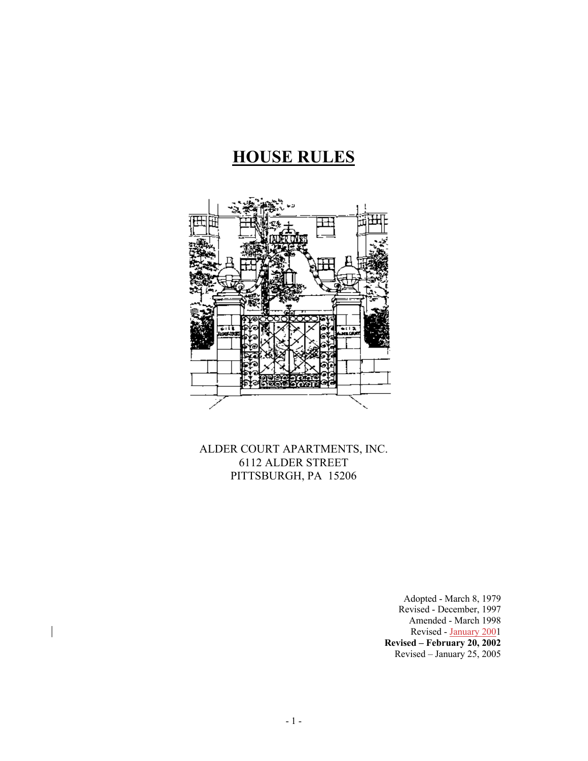# HOUSE RULES

ALDER COURT APARTMENTS, INC.
6112 ALDER STREET
PITTSBURGH, PA 15206

Adopted - March 8, 1979
Revised - December, 1997
Amended - March 1998
Revised - January 2001
**Revised – February 20, 2002**
Revised – January 25, 2005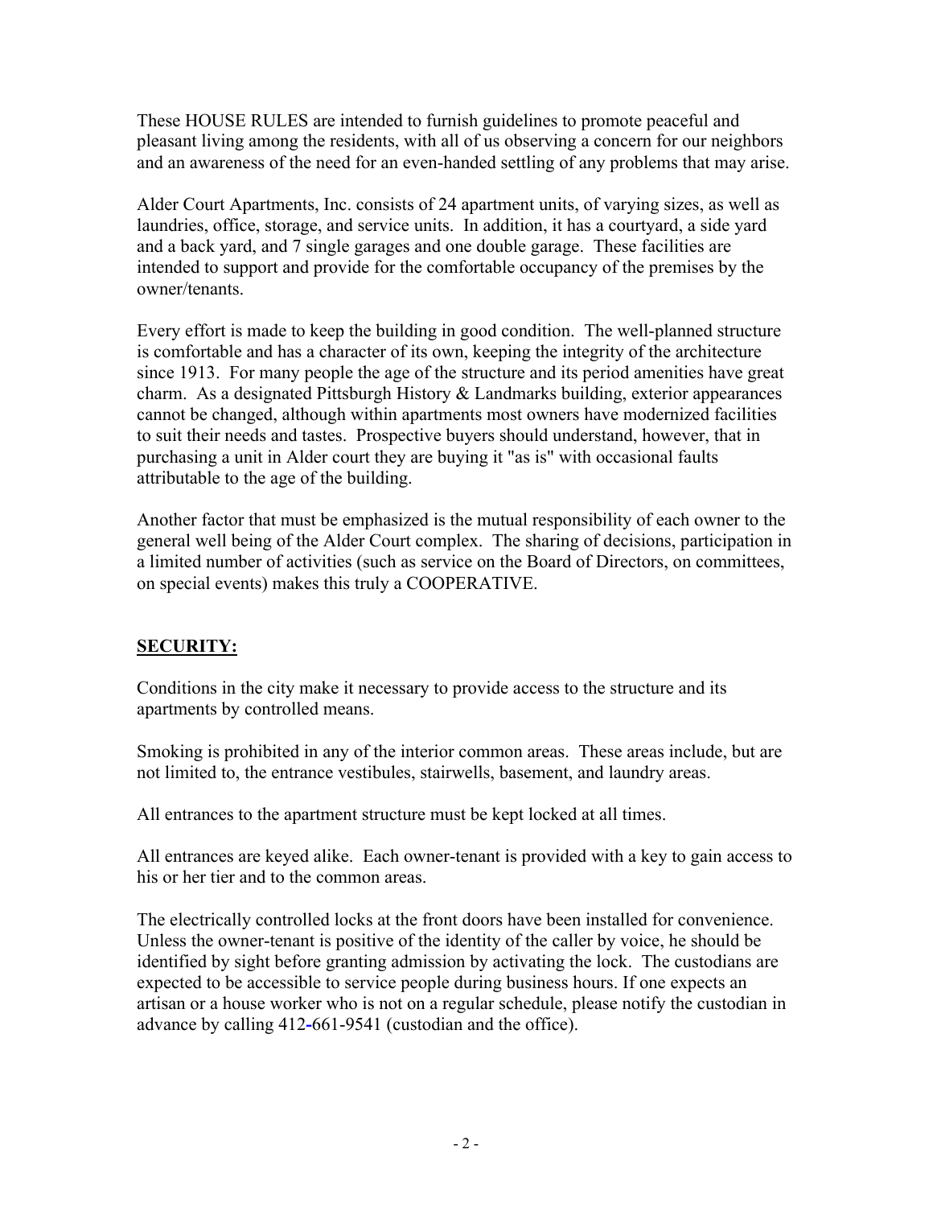These HOUSE RULES are intended to furnish guidelines to promote peaceful and pleasant living among the residents, with all of us observing a concern for our neighbors and an awareness of the need for an even-handed settling of any problems that may arise.

Alder Court Apartments, Inc. consists of 24 apartment units, of varying sizes, as well as laundries, office, storage, and service units. In addition, it has a courtyard, a side yard and a back yard, and 7 single garages and one double garage. These facilities are intended to support and provide for the comfortable occupancy of the premises by the owner/tenants.

Every effort is made to keep the building in good condition. The well-planned structure is comfortable and has a character of its own, keeping the integrity of the architecture since 1913. For many people the age of the structure and its period amenities have great charm. As a designated Pittsburgh History & Landmarks building, exterior appearances cannot be changed, although within apartments most owners have modernized facilities to suit their needs and tastes. Prospective buyers should understand, however, that in purchasing a unit in Alder court they are buying it "as is" with occasional faults attributable to the age of the building.

Another factor that must be emphasized is the mutual responsibility of each owner to the general well being of the Alder Court complex. The sharing of decisions, participation in a limited number of activities (such as service on the Board of Directors, on committees, on special events) makes this truly a COOPERATIVE.

## SECURITY:

Conditions in the city make it necessary to provide access to the structure and its apartments by controlled means.

Smoking is prohibited in any of the interior common areas. These areas include, but are not limited to, the entrance vestibules, stairwells, basement, and laundry areas.

All entrances to the apartment structure must be kept locked at all times.

All entrances are keyed alike. Each owner-tenant is provided with a key to gain access to his or her tier and to the common areas.

The electrically controlled locks at the front doors have been installed for convenience. Unless the owner-tenant is positive of the identity of the caller by voice, he should be identified by sight before granting admission by activating the lock. The custodians are expected to be accessible to service people during business hours. If one expects an artisan or a house worker who is not on a regular schedule, please notify the custodian in advance by calling 412-661-9541 (custodian and the office).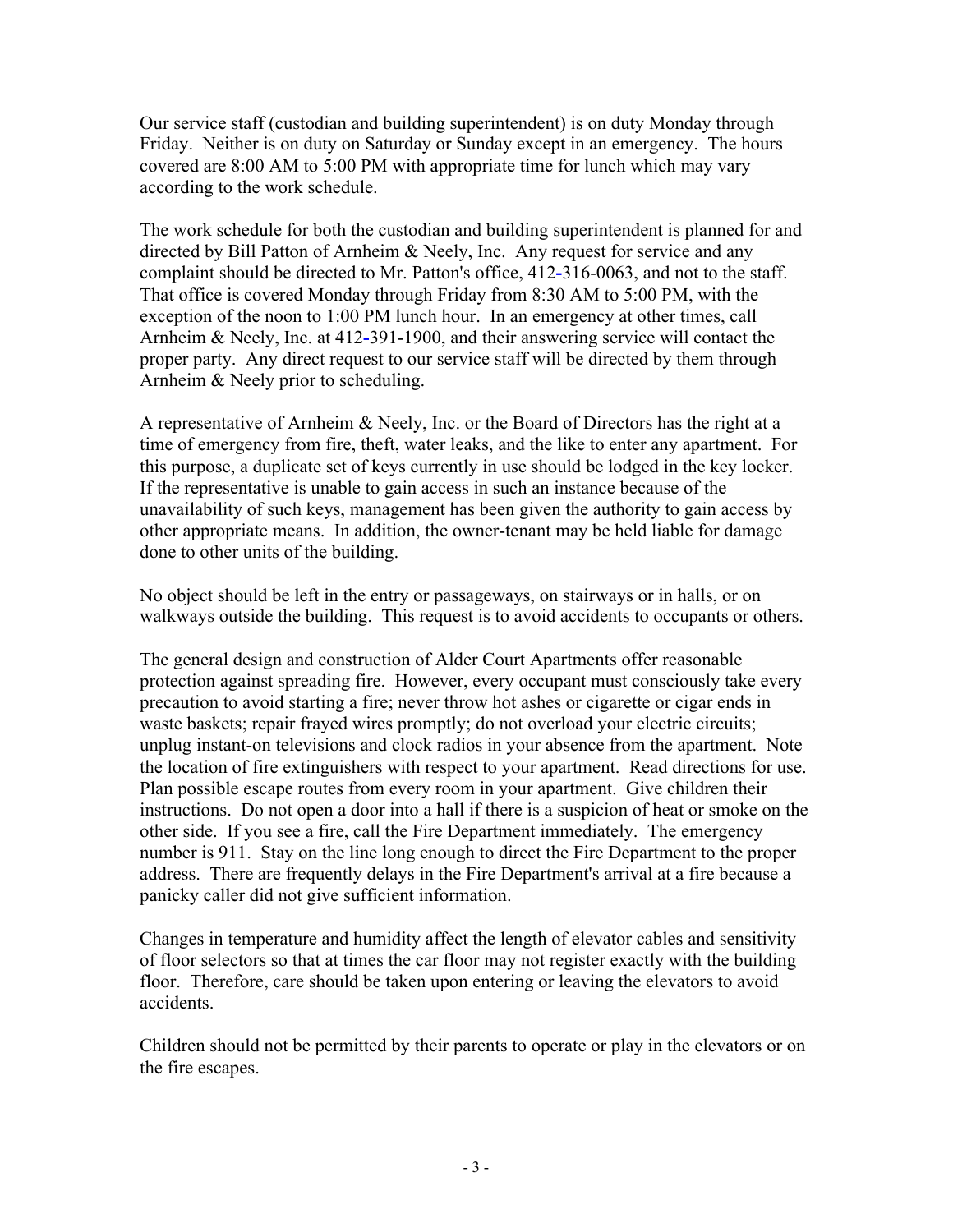Our service staff (custodian and building superintendent) is on duty Monday through Friday. Neither is on duty on Saturday or Sunday except in an emergency. The hours covered are 8:00 AM to 5:00 PM with appropriate time for lunch which may vary according to the work schedule.

The work schedule for both the custodian and building superintendent is planned for and directed by Bill Patton of Arnheim & Neely, Inc. Any request for service and any complaint should be directed to Mr. Patton's office, 412-316-0063, and not to the staff. That office is covered Monday through Friday from 8:30 AM to 5:00 PM, with the exception of the noon to 1:00 PM lunch hour. In an emergency at other times, call Arnheim & Neely, Inc. at 412-391-1900, and their answering service will contact the proper party. Any direct request to our service staff will be directed by them through Arnheim & Neely prior to scheduling.

A representative of Arnheim & Neely, Inc. or the Board of Directors has the right at a time of emergency from fire, theft, water leaks, and the like to enter any apartment. For this purpose, a duplicate set of keys currently in use should be lodged in the key locker. If the representative is unable to gain access in such an instance because of the unavailability of such keys, management has been given the authority to gain access by other appropriate means. In addition, the owner-tenant may be held liable for damage done to other units of the building.

No object should be left in the entry or passageways, on stairways or in halls, or on walkways outside the building. This request is to avoid accidents to occupants or others.

The general design and construction of Alder Court Apartments offer reasonable protection against spreading fire. However, every occupant must consciously take every precaution to avoid starting a fire; never throw hot ashes or cigarette or cigar ends in waste baskets; repair frayed wires promptly; do not overload your electric circuits; unplug instant-on televisions and clock radios in your absence from the apartment. Note the location of fire extinguishers with respect to your apartment. <u>Read directions for use</u>. Plan possible escape routes from every room in your apartment. Give children their instructions. Do not open a door into a hall if there is a suspicion of heat or smoke on the other side. If you see a fire, call the Fire Department immediately. The emergency number is 911. Stay on the line long enough to direct the Fire Department to the proper address. There are frequently delays in the Fire Department's arrival at a fire because a panicky caller did not give sufficient information.

Changes in temperature and humidity affect the length of elevator cables and sensitivity of floor selectors so that at times the car floor may not register exactly with the building floor. Therefore, care should be taken upon entering or leaving the elevators to avoid accidents.

Children should not be permitted by their parents to operate or play in the elevators or on the fire escapes.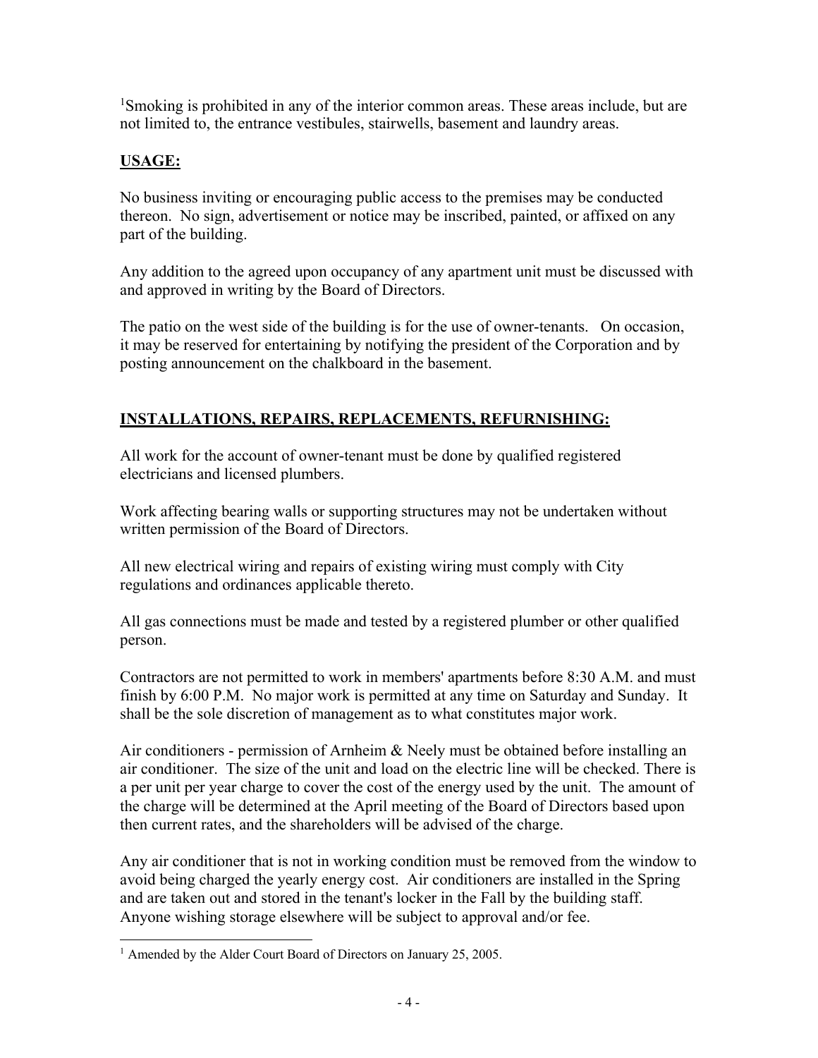[1]Smoking is prohibited in any of the interior common areas. These areas include, but are not limited to, the entrance vestibules, stairwells, basement and laundry areas.

## **USAGE:**

No business inviting or encouraging public access to the premises may be conducted thereon. No sign, advertisement or notice may be inscribed, painted, or affixed on any part of the building.

Any addition to the agreed upon occupancy of any apartment unit must be discussed with and approved in writing by the Board of Directors.

The patio on the west side of the building is for the use of owner-tenants. On occasion, it may be reserved for entertaining by notifying the president of the Corporation and by posting announcement on the chalkboard in the basement.

## **INSTALLATIONS, REPAIRS, REPLACEMENTS, REFURNISHING:**

All work for the account of owner-tenant must be done by qualified registered electricians and licensed plumbers.

Work affecting bearing walls or supporting structures may not be undertaken without written permission of the Board of Directors.

All new electrical wiring and repairs of existing wiring must comply with City regulations and ordinances applicable thereto.

All gas connections must be made and tested by a registered plumber or other qualified person.

Contractors are not permitted to work in members' apartments before 8:30 A.M. and must finish by 6:00 P.M. No major work is permitted at any time on Saturday and Sunday. It shall be the sole discretion of management as to what constitutes major work.

Air conditioners - permission of Arnheim & Neely must be obtained before installing an air conditioner. The size of the unit and load on the electric line will be checked. There is a per unit per year charge to cover the cost of the energy used by the unit. The amount of the charge will be determined at the April meeting of the Board of Directors based upon then current rates, and the shareholders will be advised of the charge.

Any air conditioner that is not in working condition must be removed from the window to avoid being charged the yearly energy cost. Air conditioners are installed in the Spring and are taken out and stored in the tenant's locker in the Fall by the building staff. Anyone wishing storage elsewhere will be subject to approval and/or fee.

---

[1] Amended by the Alder Court Board of Directors on January 25, 2005.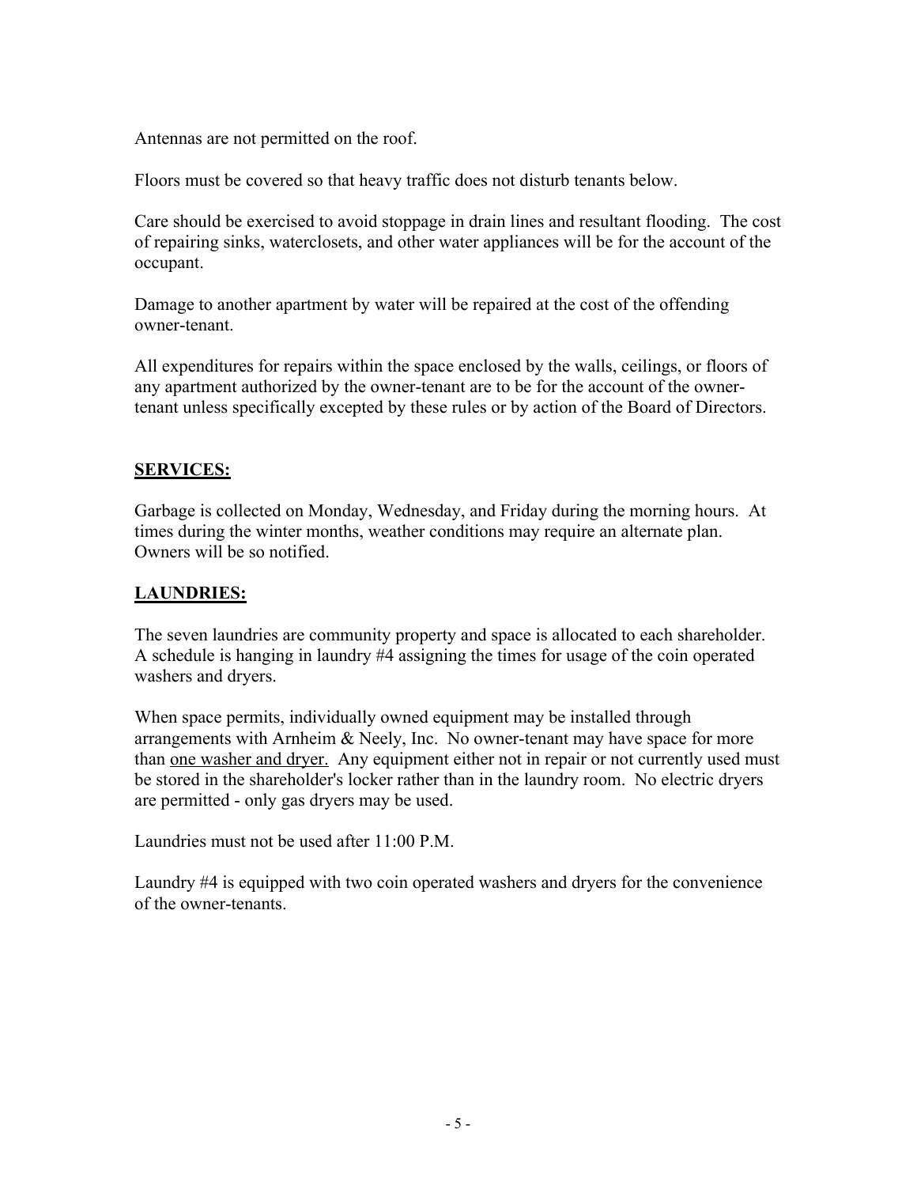Antennas are not permitted on the roof.

Floors must be covered so that heavy traffic does not disturb tenants below.

Care should be exercised to avoid stoppage in drain lines and resultant flooding. The cost of repairing sinks, waterclosets, and other water appliances will be for the account of the occupant.

Damage to another apartment by water will be repaired at the cost of the offending owner-tenant.

All expenditures for repairs within the space enclosed by the walls, ceilings, or floors of any apartment authorized by the owner-tenant are to be for the account of the owner-tenant unless specifically excepted by these rules or by action of the Board of Directors.

## SERVICES:

Garbage is collected on Monday, Wednesday, and Friday during the morning hours. At times during the winter months, weather conditions may require an alternate plan. Owners will be so notified.

## LAUNDRIES:

The seven laundries are community property and space is allocated to each shareholder. A schedule is hanging in laundry #4 assigning the times for usage of the coin operated washers and dryers.

When space permits, individually owned equipment may be installed through arrangements with Arnheim & Neely, Inc. No owner-tenant may have space for more than one washer and dryer. Any equipment either not in repair or not currently used must be stored in the shareholder's locker rather than in the laundry room. No electric dryers are permitted - only gas dryers may be used.

Laundries must not be used after 11:00 P.M.

Laundry #4 is equipped with two coin operated washers and dryers for the convenience of the owner-tenants.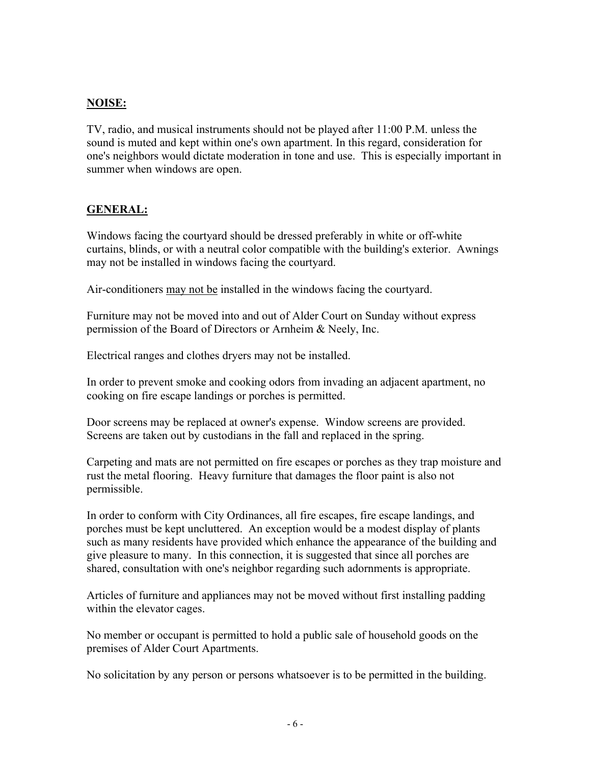## **NOISE:**

TV, radio, and musical instruments should not be played after 11:00 P.M. unless the sound is muted and kept within one's own apartment. In this regard, consideration for one's neighbors would dictate moderation in tone and use. This is especially important in summer when windows are open.

## **GENERAL:**

Windows facing the courtyard should be dressed preferably in white or off-white curtains, blinds, or with a neutral color compatible with the building's exterior. Awnings may not be installed in windows facing the courtyard.

Air-conditioners <u>may not be</u> installed in the windows facing the courtyard.

Furniture may not be moved into and out of Alder Court on Sunday without express permission of the Board of Directors or Arnheim & Neely, Inc.

Electrical ranges and clothes dryers may not be installed.

In order to prevent smoke and cooking odors from invading an adjacent apartment, no cooking on fire escape landings or porches is permitted.

Door screens may be replaced at owner's expense. Window screens are provided. Screens are taken out by custodians in the fall and replaced in the spring.

Carpeting and mats are not permitted on fire escapes or porches as they trap moisture and rust the metal flooring. Heavy furniture that damages the floor paint is also not permissible.

In order to conform with City Ordinances, all fire escapes, fire escape landings, and porches must be kept uncluttered. An exception would be a modest display of plants such as many residents have provided which enhance the appearance of the building and give pleasure to many. In this connection, it is suggested that since all porches are shared, consultation with one's neighbor regarding such adornments is appropriate.

Articles of furniture and appliances may not be moved without first installing padding within the elevator cages.

No member or occupant is permitted to hold a public sale of household goods on the premises of Alder Court Apartments.

No solicitation by any person or persons whatsoever is to be permitted in the building.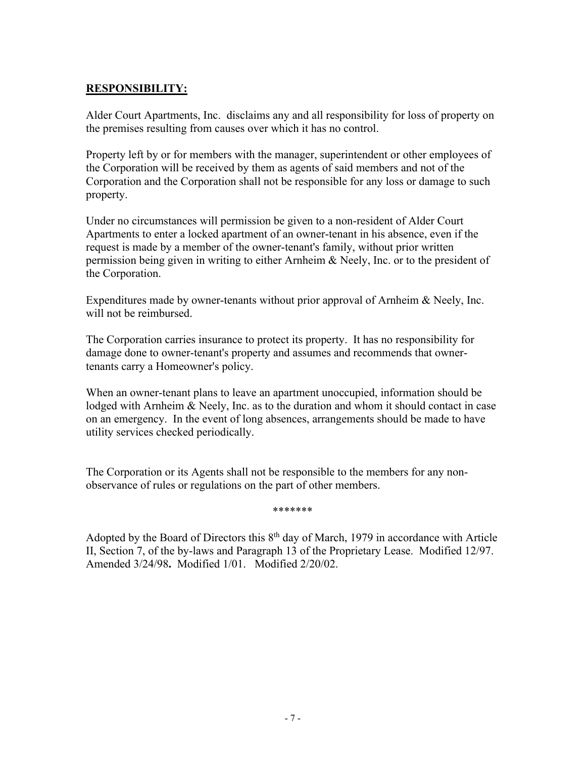**RESPONSIBILITY:**

Alder Court Apartments, Inc. disclaims any and all responsibility for loss of property on the premises resulting from causes over which it has no control.

Property left by or for members with the manager, superintendent or other employees of the Corporation will be received by them as agents of said members and not of the Corporation and the Corporation shall not be responsible for any loss or damage to such property.

Under no circumstances will permission be given to a non-resident of Alder Court Apartments to enter a locked apartment of an owner-tenant in his absence, even if the request is made by a member of the owner-tenant's family, without prior written permission being given in writing to either Arnheim & Neely, Inc. or to the president of the Corporation.

Expenditures made by owner-tenants without prior approval of Arnheim & Neely, Inc. will not be reimbursed.

The Corporation carries insurance to protect its property. It has no responsibility for damage done to owner-tenant's property and assumes and recommends that owner-tenants carry a Homeowner's policy.

When an owner-tenant plans to leave an apartment unoccupied, information should be lodged with Arnheim & Neely, Inc. as to the duration and whom it should contact in case on an emergency. In the event of long absences, arrangements should be made to have utility services checked periodically.

The Corporation or its Agents shall not be responsible to the members for any non-observance of rules or regulations on the part of other members.

*******

Adopted by the Board of Directors this 8th day of March, 1979 in accordance with Article II, Section 7, of the by-laws and Paragraph 13 of the Proprietary Lease. Modified 12/97. Amended 3/24/98**.** Modified 1/01. Modified 2/20/02.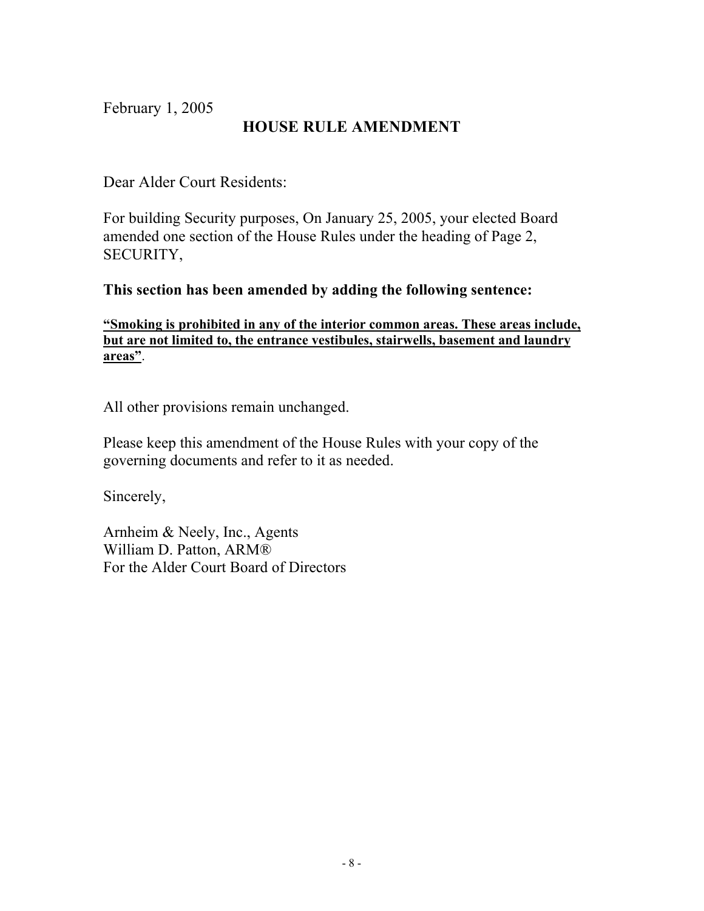February 1, 2005

## HOUSE RULE AMENDMENT

Dear Alder Court Residents:

For building Security purposes, On January 25, 2005, your elected Board amended one section of the House Rules under the heading of Page 2, SECURITY,

**This section has been amended by adding the following sentence:**

**"Smoking is prohibited in any of the interior common areas. These areas include, but are not limited to, the entrance vestibules, stairwells, basement and laundry areas"**.

All other provisions remain unchanged.

Please keep this amendment of the House Rules with your copy of the governing documents and refer to it as needed.

Sincerely,

Arnheim & Neely, Inc., Agents
William D. Patton, ARM®
For the Alder Court Board of Directors